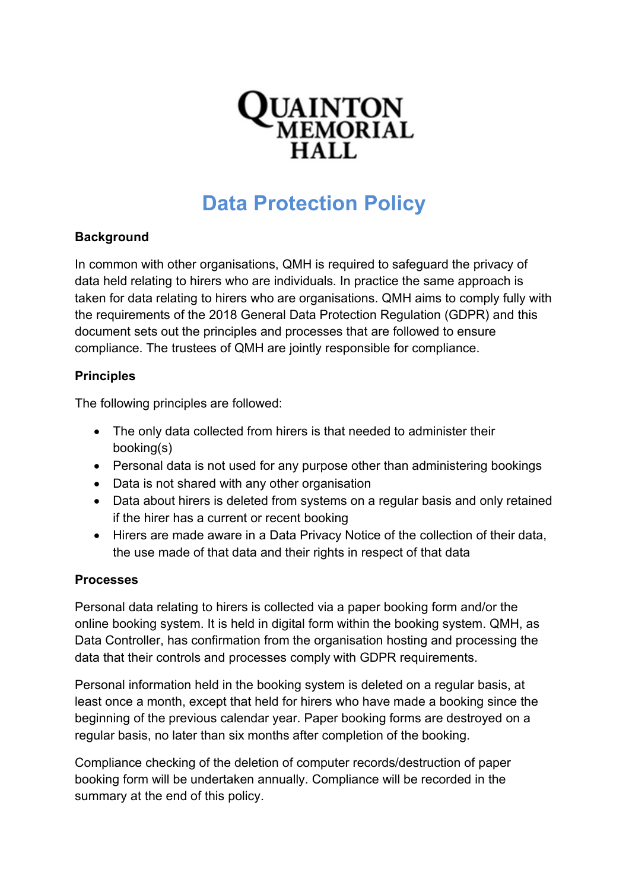QUAINTON MEMORIAL HALL

# Data Protection Policy

**Background**

In common with other organisations, QMH is required to safeguard the privacy of data held relating to hirers who are individuals. In practice the same approach is taken for data relating to hirers who are organisations. QMH aims to comply fully with the requirements of the 2018 General Data Protection Regulation (GDPR) and this document sets out the principles and processes that are followed to ensure compliance. The trustees of QMH are jointly responsible for compliance.

**Principles**

The following principles are followed:

- The only data collected from hirers is that needed to administer their booking(s)
- Personal data is not used for any purpose other than administering bookings
- Data is not shared with any other organisation
- Data about hirers is deleted from systems on a regular basis and only retained if the hirer has a current or recent booking
- Hirers are made aware in a Data Privacy Notice of the collection of their data, the use made of that data and their rights in respect of that data

**Processes**

Personal data relating to hirers is collected via a paper booking form and/or the online booking system. It is held in digital form within the booking system. QMH, as Data Controller, has confirmation from the organisation hosting and processing the data that their controls and processes comply with GDPR requirements.

Personal information held in the booking system is deleted on a regular basis, at least once a month, except that held for hirers who have made a booking since the beginning of the previous calendar year. Paper booking forms are destroyed on a regular basis, no later than six months after completion of the booking.

Compliance checking of the deletion of computer records/destruction of paper booking form will be undertaken annually. Compliance will be recorded in the summary at the end of this policy.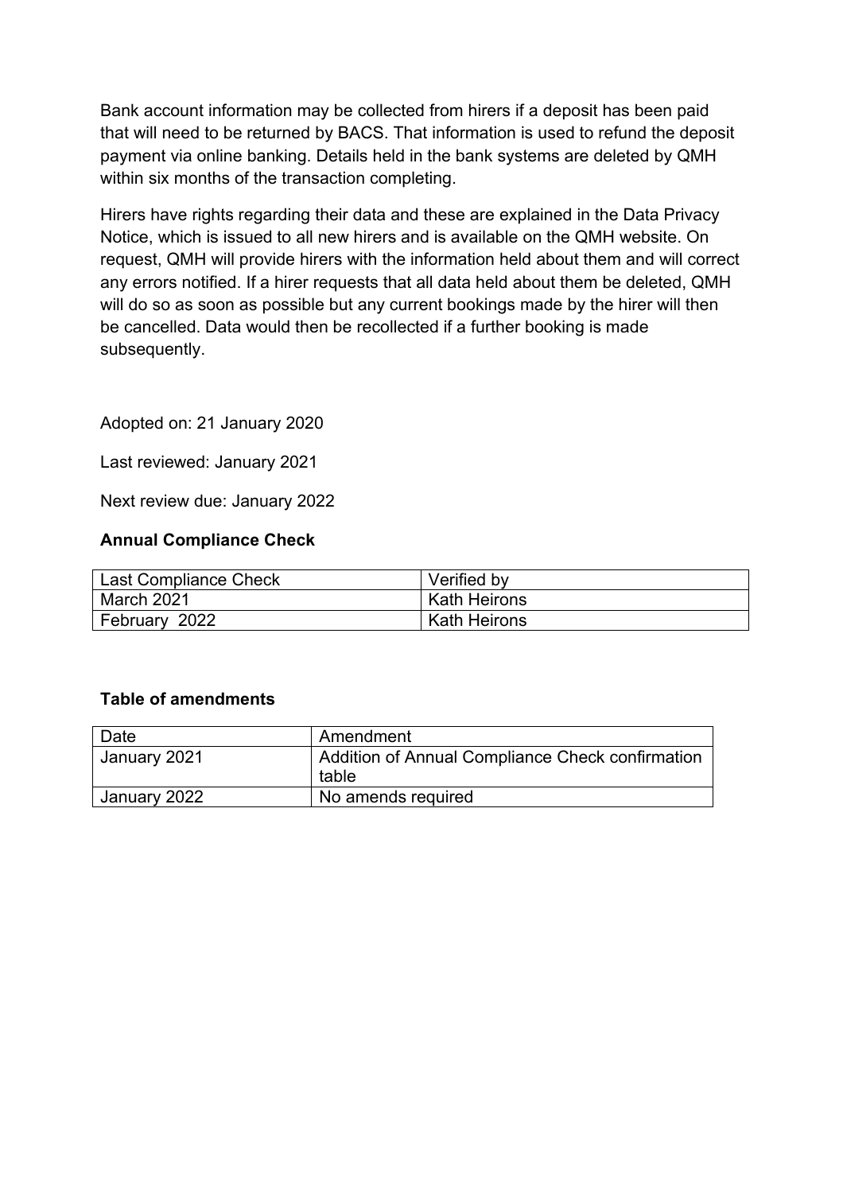Bank account information may be collected from hirers if a deposit has been paid that will need to be returned by BACS. That information is used to refund the deposit payment via online banking. Details held in the bank systems are deleted by QMH within six months of the transaction completing.

Hirers have rights regarding their data and these are explained in the Data Privacy Notice, which is issued to all new hirers and is available on the QMH website. On request, QMH will provide hirers with the information held about them and will correct any errors notified. If a hirer requests that all data held about them be deleted, QMH will do so as soon as possible but any current bookings made by the hirer will then be cancelled. Data would then be recollected if a further booking is made subsequently.

Adopted on: 21 January 2020

Last reviewed: January 2021

Next review due: January 2022

**Annual Compliance Check**

| Last Compliance Check | Verified by |
|---|---|
| March 2021 | Kath Heirons |
| February 2022 | Kath Heirons |

**Table of amendments**

| Date | Amendment |
|---|---|
| January 2021 | Addition of Annual Compliance Check confirmation table |
| January 2022 | No amends required |